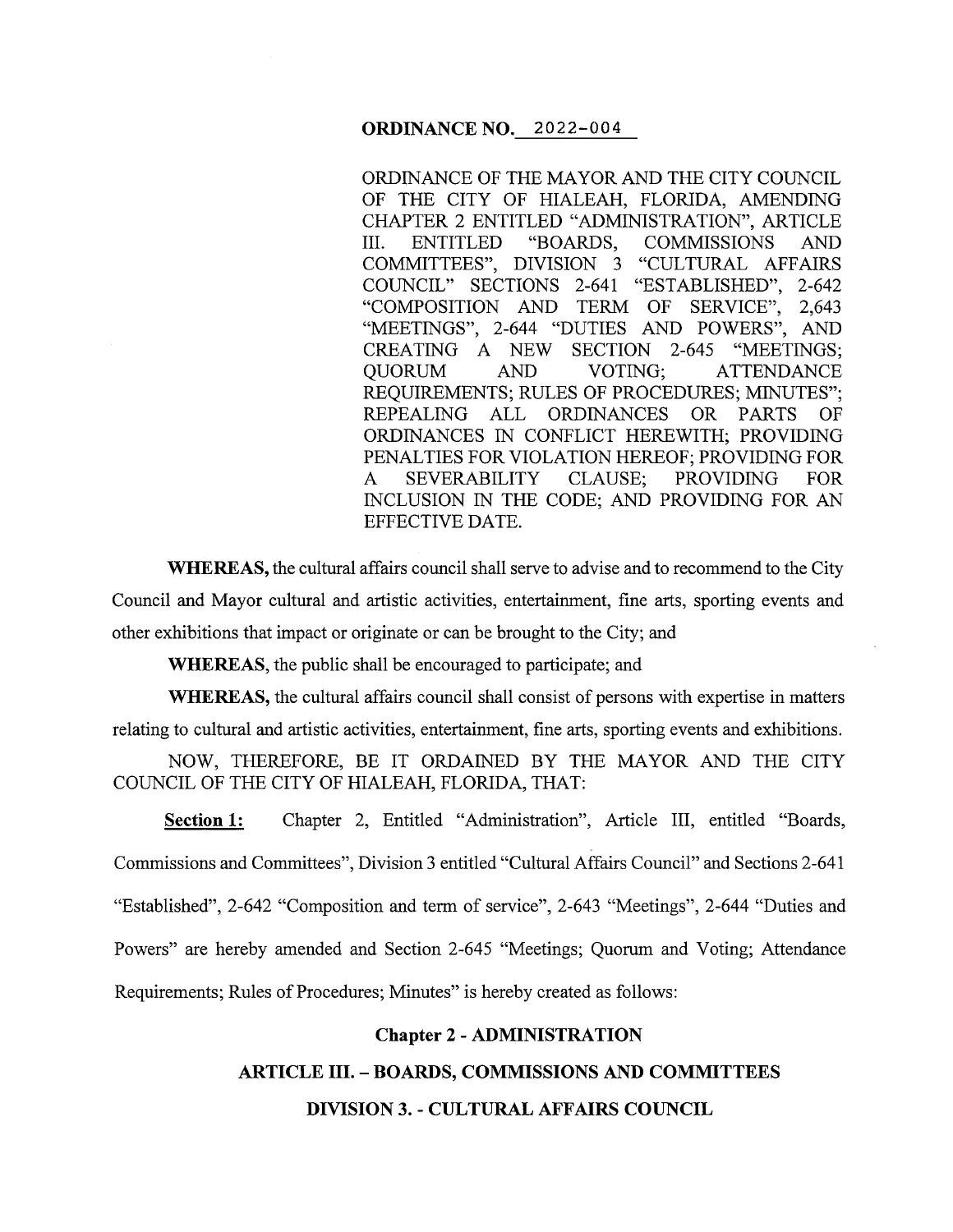**ORDINANCE NO. 2022-004**

ORDINANCE OF THE MAYOR AND THE CITY COUNCIL OF THE CITY OF HIALEAH, FLORIDA, AMENDING CHAPTER 2 ENTITLED "ADMINISTRATION", ARTICLE III. ENTITLED "BOARDS, COMMISSIONS AND COMMITTEES", DIVISION 3 "CULTURAL AFFAIRS COUNCIL" SECTIONS 2-641 "ESTABLISHED", 2-642 "COMPOSITION AND TERM OF SERVICE", 2,643 "MEETINGS", 2-644 "DUTIES AND POWERS", AND CREATING A NEW SECTION 2-645 "MEETINGS; QUORUM AND VOTING; ATTENDANCE REQUIREMENTS; RULES OF PROCEDURES; MINUTES"; REPEALING ALL ORDINANCES OR PARTS OF ORDINANCES IN CONFLICT HEREWITH; PROVIDING PENALTIES FOR VIOLATION HEREOF; PROVIDING FOR A SEVERABILITY CLAUSE; PROVIDING FOR INCLUSION IN THE CODE; AND PROVIDING FOR AN EFFECTIVE DATE.

**WHEREAS,** the cultural affairs council shall serve to advise and to recommend to the City Council and Mayor cultural and artistic activities, entertainment, fine arts, sporting events and other exhibitions that impact or originate or can be brought to the City; and

**WHEREAS,** the public shall be encouraged to participate; and

**WHEREAS,** the cultural affairs council shall consist of persons with expertise in matters relating to cultural and artistic activities, entertainment, fine arts, sporting events and exhibitions.

NOW, THEREFORE, BE IT ORDAINED BY THE MAYOR AND THE CITY COUNCIL OF THE CITY OF HIALEAH, FLORIDA, THAT:

**Section 1:** Chapter 2, Entitled "Administration", Article III, entitled "Boards, Commissions and Committees", Division 3 entitled "Cultural Affairs Council" and Sections 2-641 "Established", 2-642 "Composition and term of service", 2-643 "Meetings", 2-644 "Duties and Powers" are hereby amended and Section 2-645 "Meetings; Quorum and Voting; Attendance Requirements; Rules of Procedures; Minutes" is hereby created as follows:

## Chapter 2 - ADMINISTRATION

## ARTICLE III. – BOARDS, COMMISSIONS AND COMMITTEES

## DIVISION 3. - CULTURAL AFFAIRS COUNCIL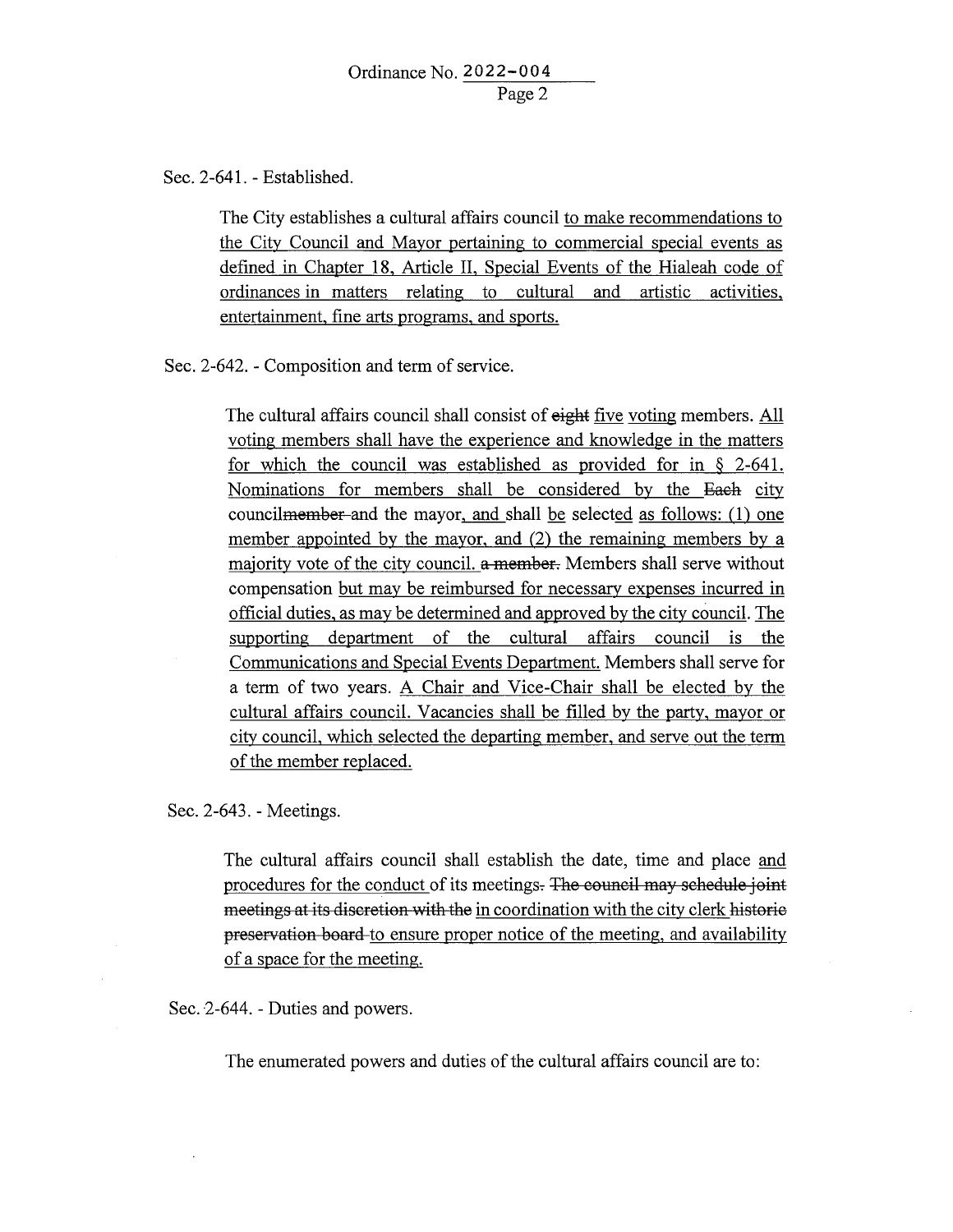Sec. 2-641. - Established.

The City establishes a cultural affairs council <u>to make recommendations to the City Council and Mayor pertaining to commercial special events as defined in Chapter 18, Article II, Special Events of the Hialeah code of ordinances in matters relating to cultural and artistic activities, entertainment, fine arts programs, and sports.</u>

Sec. 2-642. - Composition and term of service.

The cultural affairs council shall consist of ~~eight~~ <u>five voting</u> members. <u>All voting members shall have the experience and knowledge in the matters for which the council was established as provided for in § 2-641. Nominations for members shall be considered by the</u> ~~Each~~ city council~~member~~ and the mayor<u>, and</u> shall <u>be</u> select<u>ed as follows: (1) one member appointed by the mayor, and (2) the remaining members by a majority vote of the city council.</u> ~~a member.~~ Members shall serve without compensation <u>but may be reimbursed for necessary expenses incurred in official duties, as may be determined and approved by the city council. The supporting department of the cultural affairs council is the Communications and Special Events Department.</u> Members shall serve for a term of two years. <u>A Chair and Vice-Chair shall be elected by the cultural affairs council. Vacancies shall be filled by the party, mayor or city council, which selected the departing member, and serve out the term of the member replaced.</u>

Sec. 2-643. - Meetings.

The cultural affairs council shall establish the date, time and place <u>and procedures for the conduct</u> of its meetings~~. The council may schedule joint meetings at its discretion with the~~ <u>in coordination with the city clerk</u> ~~historic preservation board~~ <u>to ensure proper notice of the meeting, and availability of a space for the meeting.</u>

Sec. 2-644. - Duties and powers.

The enumerated powers and duties of the cultural affairs council are to: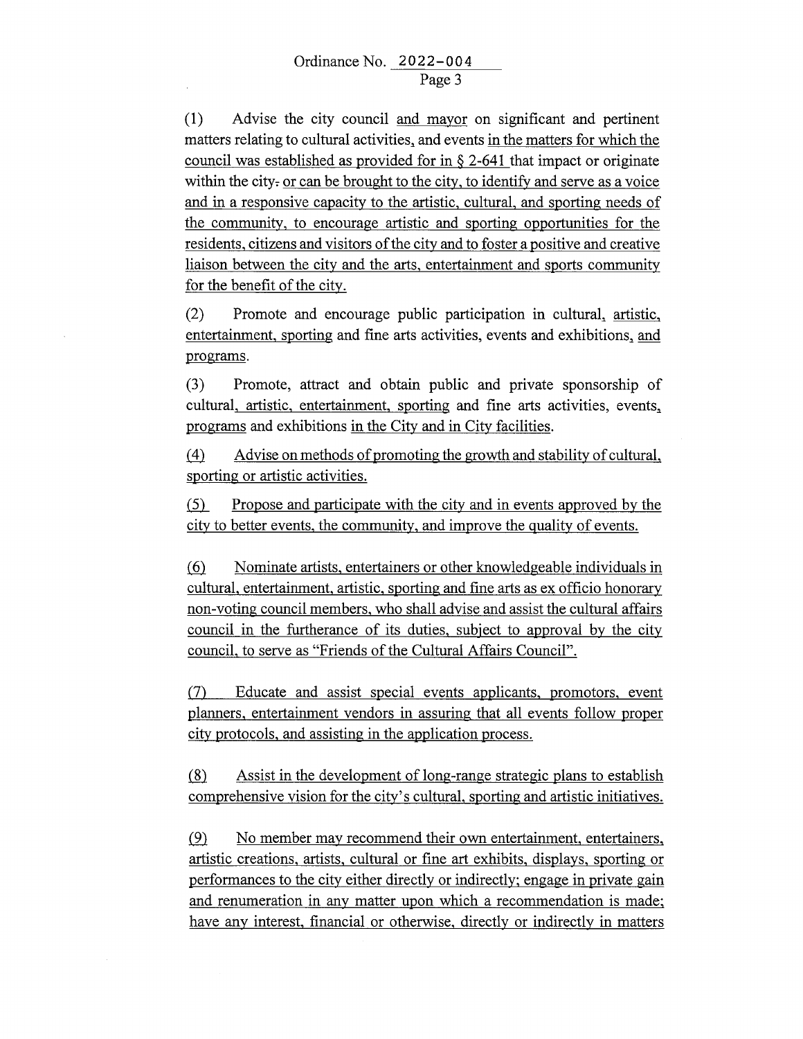(1) Advise the city council and mayor on significant and pertinent matters relating to cultural activities, and events in the matters for which the council was established as provided for in § 2-641 that impact or originate within the city. or can be brought to the city, to identify and serve as a voice and in a responsive capacity to the artistic, cultural, and sporting needs of the community, to encourage artistic and sporting opportunities for the residents, citizens and visitors of the city and to foster a positive and creative liaison between the city and the arts, entertainment and sports community for the benefit of the city.

(2) Promote and encourage public participation in cultural, artistic, entertainment, sporting and fine arts activities, events and exhibitions, and programs.

(3) Promote, attract and obtain public and private sponsorship of cultural, artistic, entertainment, sporting and fine arts activities, events, programs and exhibitions in the City and in City facilities.

(4) Advise on methods of promoting the growth and stability of cultural, sporting or artistic activities.

(5) Propose and participate with the city and in events approved by the city to better events, the community, and improve the quality of events.

(6) Nominate artists, entertainers or other knowledgeable individuals in cultural, entertainment, artistic, sporting and fine arts as ex officio honorary non-voting council members, who shall advise and assist the cultural affairs council in the furtherance of its duties, subject to approval by the city council, to serve as "Friends of the Cultural Affairs Council".

(7) Educate and assist special events applicants, promotors, event planners, entertainment vendors in assuring that all events follow proper city protocols, and assisting in the application process.

(8) Assist in the development of long-range strategic plans to establish comprehensive vision for the city's cultural, sporting and artistic initiatives.

(9) No member may recommend their own entertainment, entertainers, artistic creations, artists, cultural or fine art exhibits, displays, sporting or performances to the city either directly or indirectly; engage in private gain and renumeration in any matter upon which a recommendation is made; have any interest, financial or otherwise, directly or indirectly in matters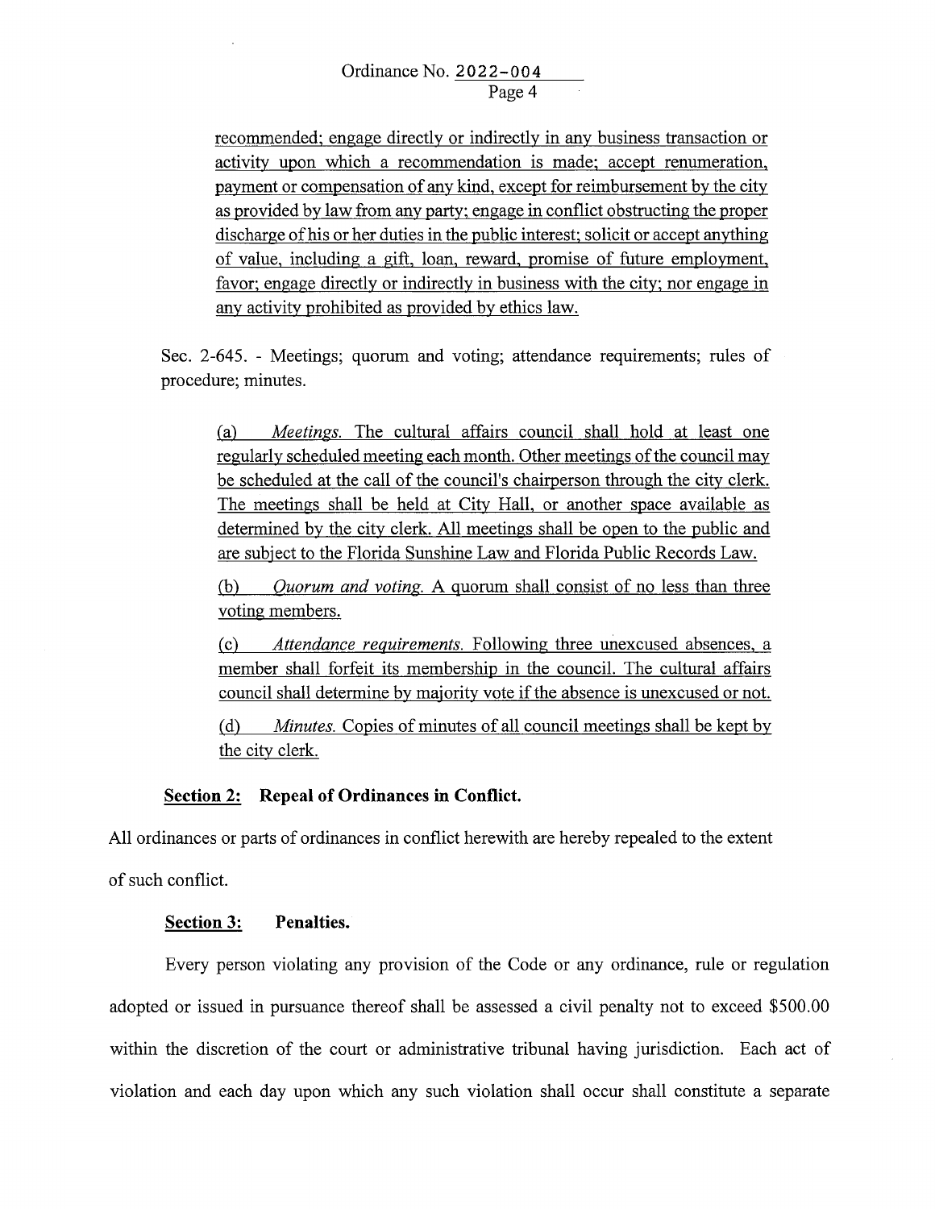recommended; engage directly or indirectly in any business transaction or activity upon which a recommendation is made; accept renumeration, payment or compensation of any kind, except for reimbursement by the city as provided by law from any party; engage in conflict obstructing the proper discharge of his or her duties in the public interest; solicit or accept anything of value, including a gift, loan, reward, promise of future employment, favor; engage directly or indirectly in business with the city; nor engage in any activity prohibited as provided by ethics law.

Sec. 2-645. - Meetings; quorum and voting; attendance requirements; rules of procedure; minutes.

(a) *Meetings.* The cultural affairs council shall hold at least one regularly scheduled meeting each month. Other meetings of the council may be scheduled at the call of the council's chairperson through the city clerk. The meetings shall be held at City Hall, or another space available as determined by the city clerk. All meetings shall be open to the public and are subject to the Florida Sunshine Law and Florida Public Records Law.

(b) *Quorum and voting.* A quorum shall consist of no less than three voting members.

(c) *Attendance requirements.* Following three unexcused absences, a member shall forfeit its membership in the council. The cultural affairs council shall determine by majority vote if the absence is unexcused or not.

(d) *Minutes.* Copies of minutes of all council meetings shall be kept by the city clerk.

**Section 2: Repeal of Ordinances in Conflict.**

All ordinances or parts of ordinances in conflict herewith are hereby repealed to the extent of such conflict.

**Section 3: Penalties.**

Every person violating any provision of the Code or any ordinance, rule or regulation adopted or issued in pursuance thereof shall be assessed a civil penalty not to exceed $500.00 within the discretion of the court or administrative tribunal having jurisdiction. Each act of violation and each day upon which any such violation shall occur shall constitute a separate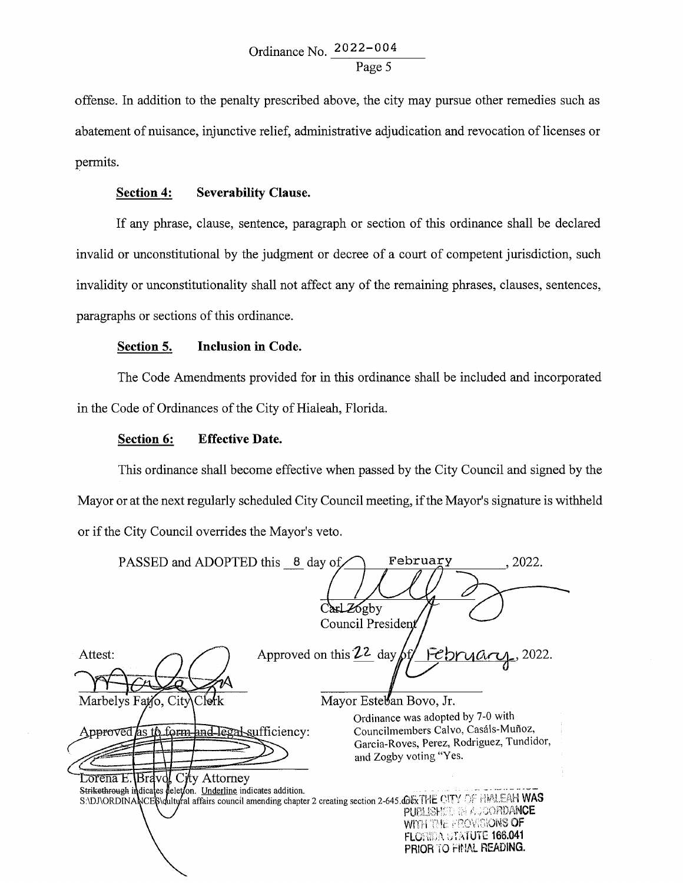Ordinance No. 2022-004

offense. In addition to the penalty prescribed above, the city may pursue other remedies such as abatement of nuisance, injunctive relief, administrative adjudication and revocation of licenses or permits.

**Section 4: Severability Clause.**

If any phrase, clause, sentence, paragraph or section of this ordinance shall be declared invalid or unconstitutional by the judgment or decree of a court of competent jurisdiction, such invalidity or unconstitutionality shall not affect any of the remaining phrases, clauses, sentences, paragraphs or sections of this ordinance.

**Section 5. Inclusion in Code.**

The Code Amendments provided for in this ordinance shall be included and incorporated in the Code of Ordinances of the City of Hialeah, Florida.

**Section 6: Effective Date.**

This ordinance shall become effective when passed by the City Council and signed by the Mayor or at the next regularly scheduled City Council meeting, if the Mayor's signature is withheld or if the City Council overrides the Mayor's veto.

PASSED and ADOPTED this 8 day of February, 2022.

Carl Zogby
Council President

Attest:

Approved on this 22 day of February, 2022.

Marbelys Fatjo, City Clerk

Mayor Esteban Bovo, Jr.

Approved as to form and legal sufficiency:

Ordinance was adopted by 7-0 with Councilmembers Calvo, Casáls-Muñoz, Garcia-Roves, Perez, Rodriguez, Tundidor, and Zogby voting "Yes.

Lorena E. Bravo, City Attorney

~~Strikethrough~~ indicates deletion. Underline indicates addition.

S:\DJ\ORDINANCES\cultural affairs council amending chapter 2 creating section 2-645.docx

THE CITY OF HIALEAH WAS PUBLISHED IN ACCORDANCE WITH THE PROVISIONS OF FLORIDA STATUTE 166.041 PRIOR TO FINAL READING.